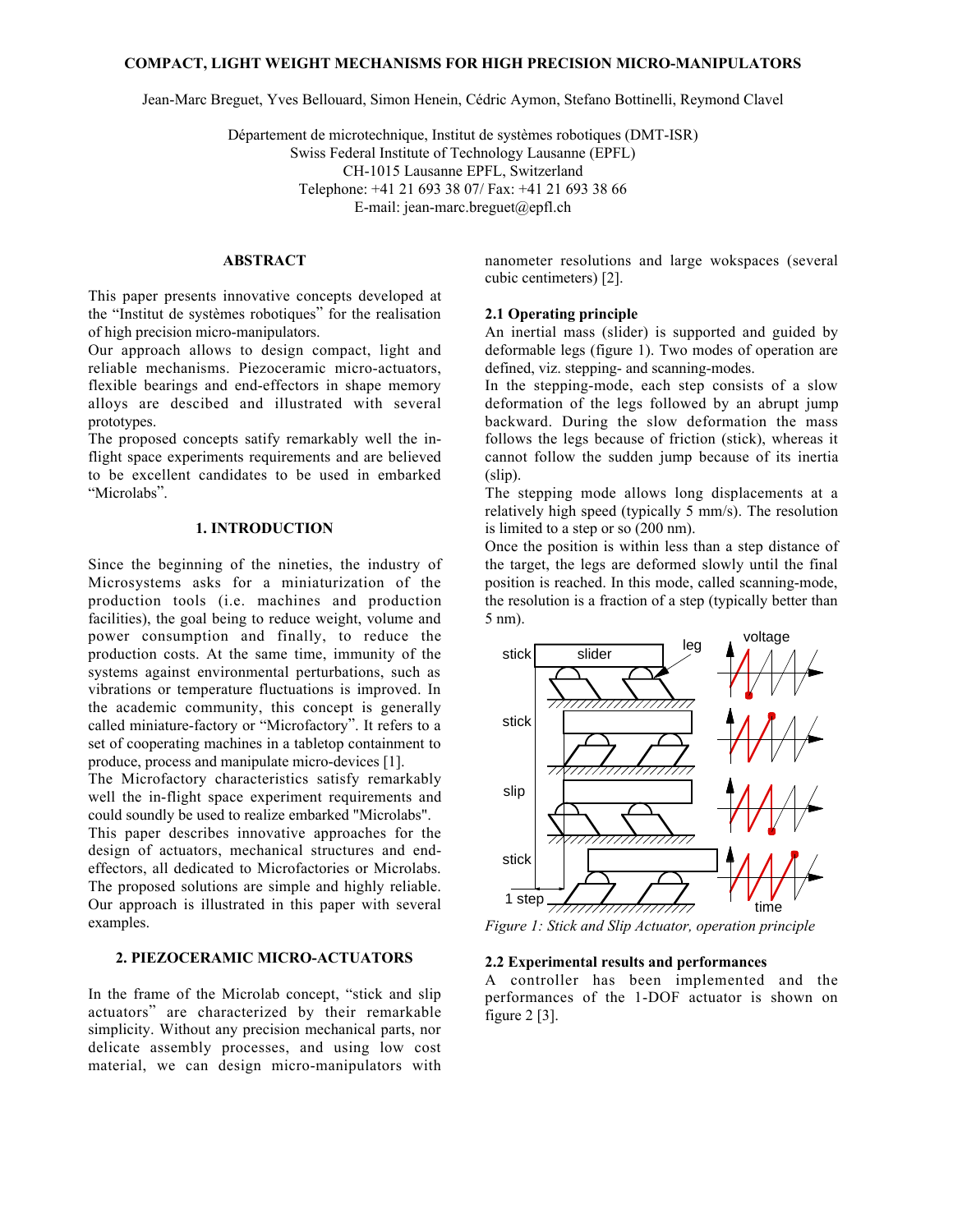# COMPACT, LIGHT WEIGHT MECHANISMS FOR HIGH PRECISION MICRO-MANIPULATORS

Jean-Marc Breguet, Yves Bellouard, Simon Henein, Cédric Aymon, Stefano Bottinelli, Reymond Clavel

Département de microtechnique, Institut de systèmes robotiques (DMT-ISR)
Swiss Federal Institute of Technology Lausanne (EPFL)
CH-1015 Lausanne EPFL, Switzerland
Telephone: +41 21 693 38 07/ Fax: +41 21 693 38 66
E-mail: jean-marc.breguet@epfl.ch

## ABSTRACT

This paper presents innovative concepts developed at the "Institut de systèmes robotiques" for the realisation of high precision micro-manipulators.

Our approach allows to design compact, light and reliable mechanisms. Piezoceramic micro-actuators, flexible bearings and end-effectors in shape memory alloys are descibed and illustrated with several prototypes.

The proposed concepts satisfy remarkably well the in-flight space experiments requirements and are believed to be excellent candidates to be used in embarked "Microlabs".

## 1. INTRODUCTION

Since the beginning of the nineties, the industry of Microsystems asks for a miniaturization of the production tools (i.e. machines and production facilities), the goal being to reduce weight, volume and power consumption and finally, to reduce the production costs. At the same time, immunity of the systems against environmental perturbations, such as vibrations or temperature fluctuations is improved. In the academic community, this concept is generally called miniature-factory or "Microfactory". It refers to a set of cooperating machines in a tabletop containment to produce, process and manipulate micro-devices [1].

The Microfactory characteristics satisfy remarkably well the in-flight space experiment requirements and could soundly be used to realize embarked "Microlabs".

This paper describes innovative approaches for the design of actuators, mechanical structures and end-effectors, all dedicated to Microfactories or Microlabs. The proposed solutions are simple and highly reliable. Our approach is illustrated in this paper with several examples.

## 2. PIEZOCERAMIC MICRO-ACTUATORS

In the frame of the Microlab concept, "stick and slip actuators" are characterized by their remarkable simplicity. Without any precision mechanical parts, nor delicate assembly processes, and using low cost material, we can design micro-manipulators with nanometer resolutions and large wokspaces (several cubic centimeters) [2].

### 2.1 Operating principle

An inertial mass (slider) is supported and guided by deformable legs (figure 1). Two modes of operation are defined, viz. stepping- and scanning-modes.

In the stepping-mode, each step consists of a slow deformation of the legs followed by an abrupt jump backward. During the slow deformation the mass follows the legs because of friction (stick), whereas it cannot follow the sudden jump because of its inertia (slip).

The stepping mode allows long displacements at a relatively high speed (typically 5 mm/s). The resolution is limited to a step or so (200 nm).

Once the position is within less than a step distance of the target, the legs are deformed slowly until the final position is reached. In this mode, called scanning-mode, the resolution is a fraction of a step (typically better than 5 nm).

*Figure 1: Stick and Slip Actuator, operation principle*

### 2.2 Experimental results and performances

A controller has been implemented and the performances of the 1-DOF actuator is shown on figure 2 [3].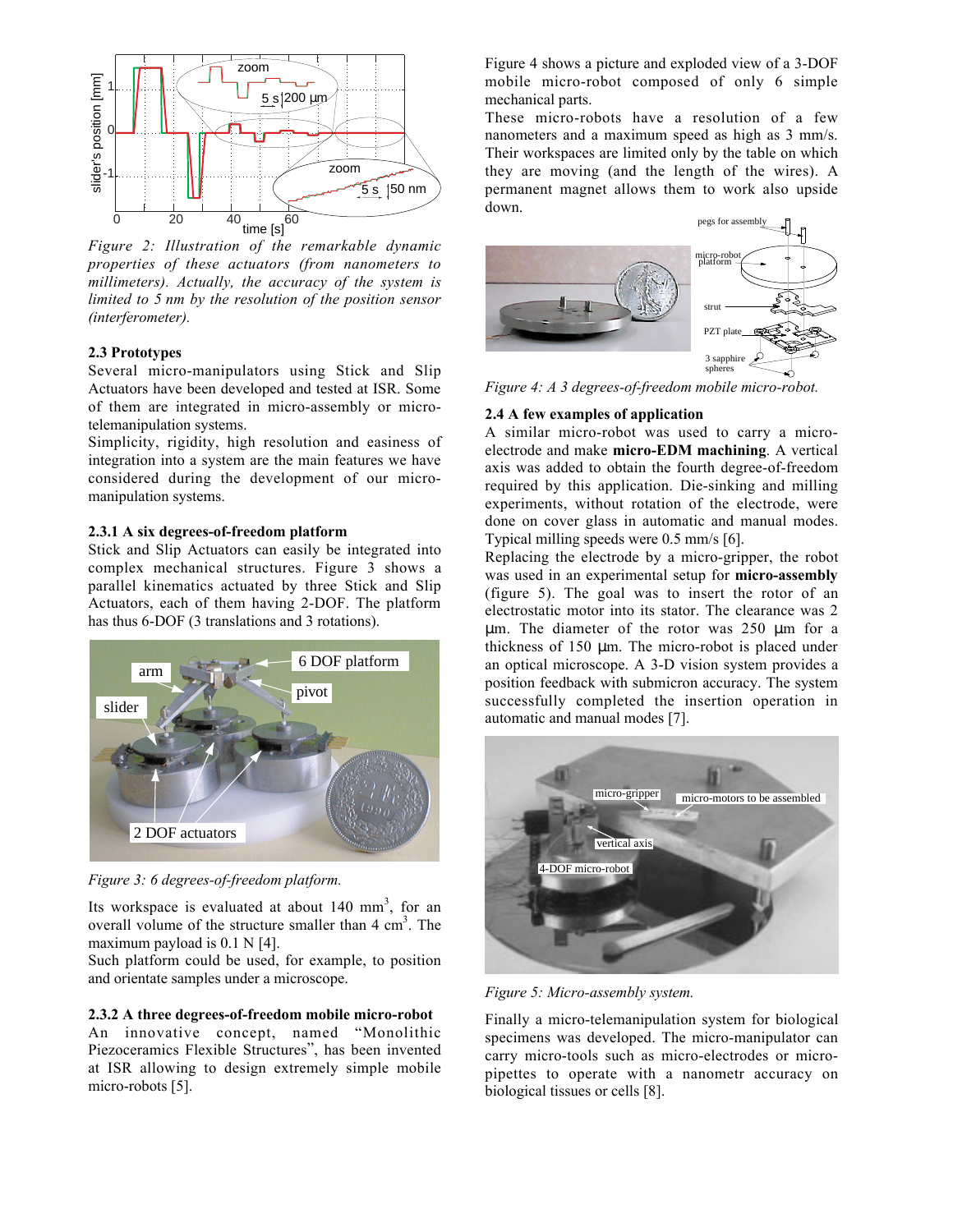*Figure 2: Illustration of the remarkable dynamic properties of these actuators (from nanometers to millimeters). Actually, the accuracy of the system is limited to 5 nm by the resolution of the position sensor (interferometer).*

### 2.3 Prototypes

Several micro-manipulators using Stick and Slip Actuators have been developed and tested at ISR. Some of them are integrated in micro-assembly or micro-telemanipulation systems.

Simplicity, rigidity, high resolution and easiness of integration into a system are the main features we have considered during the development of our micro-manipulation systems.

### 2.3.1 A six degrees-of-freedom platform

Stick and Slip Actuators can easily be integrated into complex mechanical structures. Figure 3 shows a parallel kinematics actuated by three Stick and Slip Actuators, each of them having 2-DOF. The platform has thus 6-DOF (3 translations and 3 rotations).

*Figure 3: 6 degrees-of-freedom platform.*

Its workspace is evaluated at about 140 mm$^3$, for an overall volume of the structure smaller than 4 cm$^3$. The maximum payload is 0.1 N [4].

Such platform could be used, for example, to position and orientate samples under a microscope.

### 2.3.2 A three degrees-of-freedom mobile micro-robot

An innovative concept, named "Monolithic Piezoceramics Flexible Structures", has been invented at ISR allowing to design extremely simple mobile micro-robots [5].

Figure 4 shows a picture and exploded view of a 3-DOF mobile micro-robot composed of only 6 simple mechanical parts.

These micro-robots have a resolution of a few nanometers and a maximum speed as high as 3 mm/s. Their workspaces are limited only by the table on which they are moving (and the length of the wires). A permanent magnet allows them to work also upside down.

*Figure 4: A 3 degrees-of-freedom mobile micro-robot.*

### 2.4 A few examples of application

A similar micro-robot was used to carry a micro-electrode and make **micro-EDM machining**. A vertical axis was added to obtain the fourth degree-of-freedom required by this application. Die-sinking and milling experiments, without rotation of the electrode, were done on cover glass in automatic and manual modes. Typical milling speeds were 0.5 mm/s [6].

Replacing the electrode by a micro-gripper, the robot was used in an experimental setup for **micro-assembly** (figure 5). The goal was to insert the rotor of an electrostatic motor into its stator. The clearance was 2 µm. The diameter of the rotor was 250 µm for a thickness of 150 µm. The micro-robot is placed under an optical microscope. A 3-D vision system provides a position feedback with submicron accuracy. The system successfully completed the insertion operation in automatic and manual modes [7].

*Figure 5: Micro-assembly system.*

Finally a micro-telemanipulation system for biological specimens was developed. The micro-manipulator can carry micro-tools such as micro-electrodes or micro-pipettes to operate with a nanometr accuracy on biological tissues or cells [8].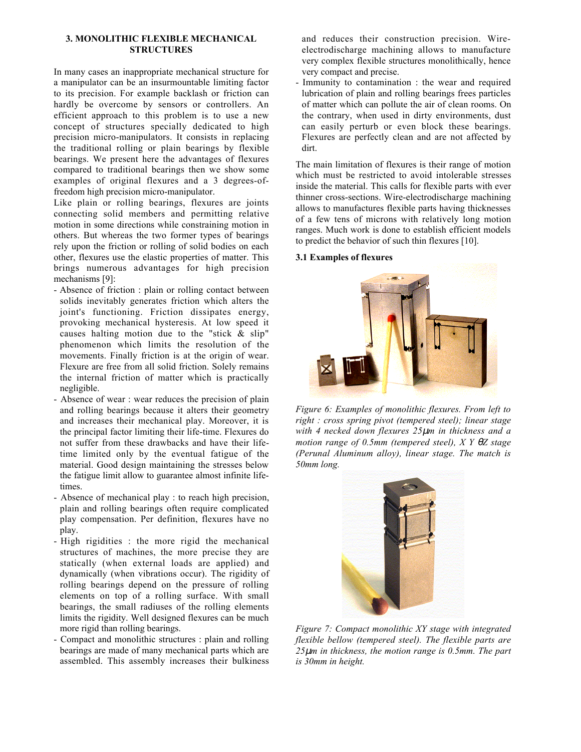## 3. MONOLITHIC FLEXIBLE MECHANICAL STRUCTURES

In many cases an inappropriate mechanical structure for a manipulator can be an insurmountable limiting factor to its precision. For example backlash or friction can hardly be overcome by sensors or controllers. An efficient approach to this problem is to use a new concept of structures specially dedicated to high precision micro-manipulators. It consists in replacing the traditional rolling or plain bearings by flexible bearings. We present here the advantages of flexures compared to traditional bearings then we show some examples of original flexures and a 3 degrees-of-freedom high precision micro-manipulator.

Like plain or rolling bearings, flexures are joints connecting solid members and permitting relative motion in some directions while constraining motion in others. But whereas the two former types of bearings rely upon the friction or rolling of solid bodies on each other, flexures use the elastic properties of matter. This brings numerous advantages for high precision mechanisms [9]:

- Absence of friction : plain or rolling contact between solids inevitably generates friction which alters the joint's functioning. Friction dissipates energy, provoking mechanical hysteresis. At low speed it causes halting motion due to the "stick & slip" phenomenon which limits the resolution of the movements. Finally friction is at the origin of wear. Flexure are free from all solid friction. Solely remains the internal friction of matter which is practically negligible.
- Absence of wear : wear reduces the precision of plain and rolling bearings because it alters their geometry and increases their mechanical play. Moreover, it is the principal factor limiting their life-time. Flexures do not suffer from these drawbacks and have their life-time limited only by the eventual fatigue of the material. Good design maintaining the stresses below the fatigue limit allow to guarantee almost infinite life-times.
- Absence of mechanical play : to reach high precision, plain and rolling bearings often require complicated play compensation. Per definition, flexures have no play.
- High rigidities : the more rigid the mechanical structures of machines, the more precise they are statically (when external loads are applied) and dynamically (when vibrations occur). The rigidity of rolling bearings depend on the pressure of rolling elements on top of a rolling surface. With small bearings, the small radiuses of the rolling elements limits the rigidity. Well designed flexures can be much more rigid than rolling bearings.
- Compact and monolithic structures : plain and rolling bearings are made of many mechanical parts which are assembled. This assembly increases their bulkiness and reduces their construction precision. Wire-electrodischarge machining allows to manufacture very complex flexible structures monolithically, hence very compact and precise.
- Immunity to contamination : the wear and required lubrication of plain and rolling bearings frees particles of matter which can pollute the air of clean rooms. On the contrary, when used in dirty environments, dust can easily perturb or even block these bearings. Flexures are perfectly clean and are not affected by dirt.

The main limitation of flexures is their range of motion which must be restricted to avoid intolerable stresses inside the material. This calls for flexible parts with ever thinner cross-sections. Wire-electrodischarge machining allows to manufactures flexible parts having thicknesses of a few tens of microns with relatively long motion ranges. Much work is done to establish efficient models to predict the behavior of such thin flexures [10].

### 3.1 Examples of flexures

*Figure 6: Examples of monolithic flexures. From left to right : cross spring pivot (tempered steel); linear stage with 4 necked down flexures 25µm in thickness and a motion range of 0.5mm (tempered steel), X Y θZ stage (Perunal Aluminum alloy), linear stage. The match is 50mm long.*

*Figure 7: Compact monolithic XY stage with integrated flexible bellow (tempered steel). The flexible parts are 25µm in thickness, the motion range is 0.5mm. The part is 30mm in height.*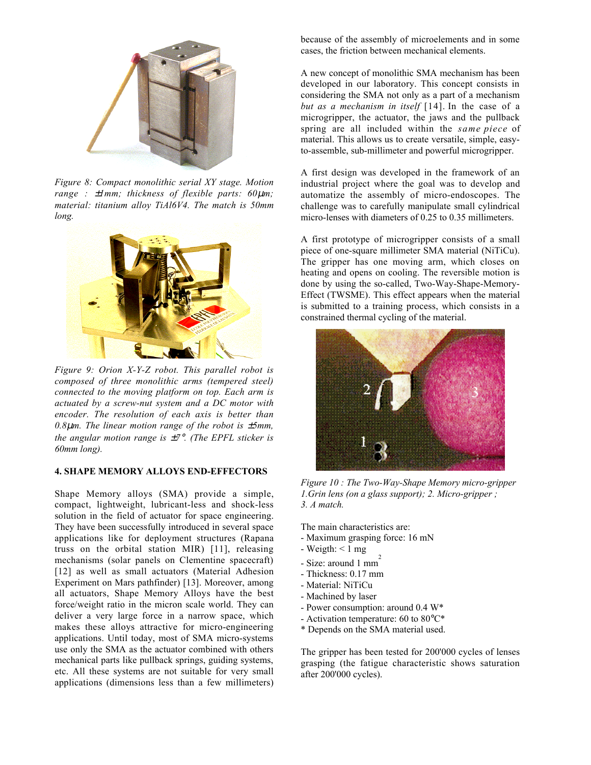*Figure 8: Compact monolithic serial XY stage. Motion range : ±1mm; thickness of flexible parts: 60μm; material: titanium alloy TiAl6V4. The match is 50mm long.*

*Figure 9: Orion X-Y-Z robot. This parallel robot is composed of three monolithic arms (tempered steel) connected to the moving platform on top. Each arm is actuated by a screw-nut system and a DC motor with encoder. The resolution of each axis is better than 0.8μm. The linear motion range of the robot is ±5mm, the angular motion range is ±7°. (The EPFL sticker is 60mm long).*

## 4. SHAPE MEMORY ALLOYS END-EFFECTORS

Shape Memory alloys (SMA) provide a simple, compact, lightweight, lubricant-less and shock-less solution in the field of actuator for space engineering. They have been successfully introduced in several space applications like for deployment structures (Rapana truss on the orbital station MIR) [11], releasing mechanisms (solar panels on Clementine spacecraft) [12] as well as small actuators (Material Adhesion Experiment on Mars pathfinder) [13]. Moreover, among all actuators, Shape Memory Alloys have the best force/weight ratio in the micron scale world. They can deliver a very large force in a narrow space, which makes these alloys attractive for micro-engineering applications. Until today, most of SMA micro-systems use only the SMA as the actuator combined with others mechanical parts like pullback springs, guiding systems, etc. All these systems are not suitable for very small applications (dimensions less than a few millimeters) because of the assembly of microelements and in some cases, the friction between mechanical elements.

A new concept of monolithic SMA mechanism has been developed in our laboratory. This concept consists in considering the SMA not only as a part of a mechanism *but as a mechanism in itself* [14]. In the case of a microgripper, the actuator, the jaws and the pullback spring are all included within the *same piece* of material. This allows us to create versatile, simple, easy-to-assemble, sub-millimeter and powerful microgripper.

A first design was developed in the framework of an industrial project where the goal was to develop and automatize the assembly of micro-endoscopes. The challenge was to carefully manipulate small cylindrical micro-lenses with diameters of 0.25 to 0.35 millimeters.

A first prototype of microgripper consists of a small piece of one-square millimeter SMA material (NiTiCu). The gripper has one moving arm, which closes on heating and opens on cooling. The reversible motion is done by using the so-called, Two-Way-Shape-Memory-Effect (TWSME). This effect appears when the material is submitted to a training process, which consists in a constrained thermal cycling of the material.

*Figure 10 : The Two-Way-Shape Memory micro-gripper 1.Grin lens (on a glass support); 2. Micro-gripper ; 3. A match.*

The main characteristics are:

- Maximum grasping force: 16 mN
- Weigth: < 1 mg
- Size: around 1 $mm^2$
- Thickness: 0.17 mm
- Material: NiTiCu
- Machined by laser
- Power consumption: around 0.4 W*
- Activation temperature: 60 to 80°C*

\* Depends on the SMA material used.

The gripper has been tested for 200'000 cycles of lenses grasping (the fatigue characteristic shows saturation after 200'000 cycles).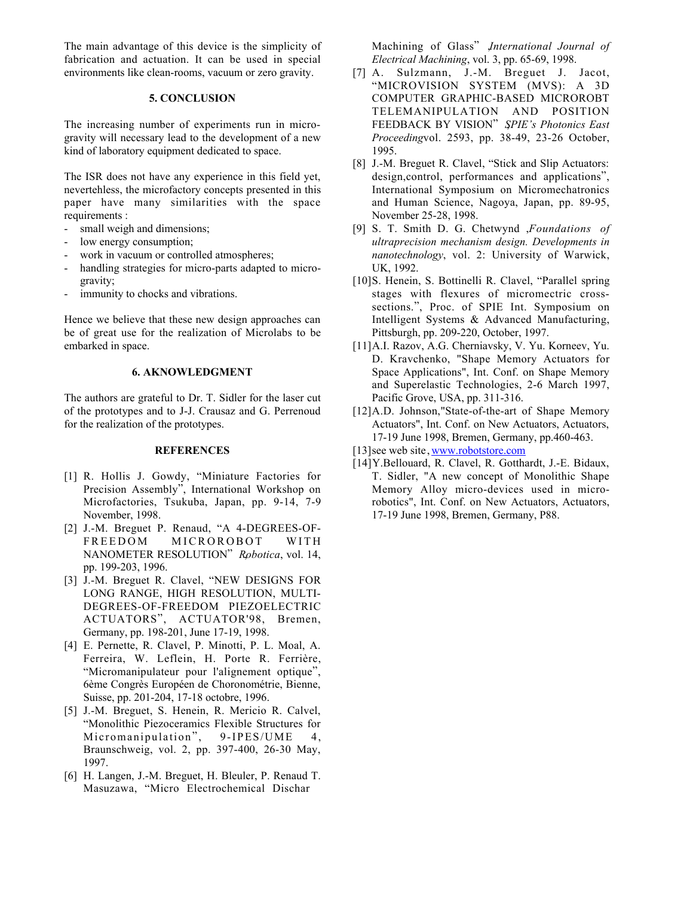The main advantage of this device is the simplicity of fabrication and actuation. It can be used in special environments like clean-rooms, vacuum or zero gravity.

## 5. CONCLUSION

The increasing number of experiments run in micro-gravity will necessary lead to the development of a new kind of laboratory equipment dedicated to space.

The ISR does not have any experience in this field yet, nevertehless, the microfactory concepts presented in this paper have many similarities with the space requirements :

- small weigh and dimensions;
- low energy consumption;
- work in vacuum or controlled atmospheres;
- handling strategies for micro-parts adapted to micro-gravity;
- immunity to chocks and vibrations.

Hence we believe that these new design approaches can be of great use for the realization of Microlabs to be embarked in space.

## 6. AKNOWLEDGMENT

The authors are grateful to Dr. T. Sidler for the laser cut of the prototypes and to J-J. Crausaz and G. Perrenoud for the realization of the prototypes.

## REFERENCES

[1] R. Hollis J. Gowdy, “Miniature Factories for Precision Assembly”, International Workshop on Microfactories, Tsukuba, Japan, pp. 9-14, 7-9 November, 1998.

[2] J.-M. Breguet P. Renaud, “A 4-DEGREES-OF-FREEDOM MICROROBOT WITH NANOMETER RESOLUTION”, *Robotica*, vol. 14, pp. 199-203, 1996.

[3] J.-M. Breguet R. Clavel, “NEW DESIGNS FOR LONG RANGE, HIGH RESOLUTION, MULTI-DEGREES-OF-FREEDOM PIEZOELECTRIC ACTUATORS”, ACTUATOR'98, Bremen, Germany, pp. 198-201, June 17-19, 1998.

[4] E. Pernette, R. Clavel, P. Minotti, P. L. Moal, A. Ferreira, W. Leflein, H. Porte R. Ferrière, “Micromanipulateur pour l'alignement optique”, 6ème Congrès Européen de Choronométrie, Bienne, Suisse, pp. 201-204, 17-18 octobre, 1996.

[5] J.-M. Breguet, S. Henein, R. Mericio R. Calvel, “Monolithic Piezoceramics Flexible Structures for Micromanipulation”, 9-IPES/UME 4, Braunschweig, vol. 2, pp. 397-400, 26-30 May, 1997.

[6] H. Langen, J.-M. Breguet, H. Bleuler, P. Renaud T. Masuzawa, “Micro Electrochemical Discharge Machining of Glass”, *International Journal of Electrical Machining*, vol. 3, pp. 65-69, 1998.

[7] A. Sulzmann, J.-M. Breguet J. Jacot, “MICROVISION SYSTEM (MVS): A 3D COMPUTER GRAPHIC-BASED MICROROBT TELEMANIPULATION AND POSITION FEEDBACK BY VISION”, *SPIE's Photonics East Proceeding*vol. 2593, pp. 38-49, 23-26 October, 1995.

[8] J.-M. Breguet R. Clavel, “Stick and Slip Actuators: design,control, performances and applications”, International Symposium on Micromechatronics and Human Science, Nagoya, Japan, pp. 89-95, November 25-28, 1998.

[9] S. T. Smith D. G. Chetwynd ,*Foundations of ultraprecision mechanism design. Developments in nanotechnology*, vol. 2: University of Warwick, UK, 1992.

[10] S. Henein, S. Bottinelli R. Clavel, “Parallel spring stages with flexures of micromectric cross-sections.”, Proc. of SPIE Int. Symposium on Intelligent Systems & Advanced Manufacturing, Pittsburgh, pp. 209-220, October, 1997.

[11] A.I. Razov, A.G. Cherniavsky, V. Yu. Korneev, Yu. D. Kravchenko, "Shape Memory Actuators for Space Applications", Int. Conf. on Shape Memory and Superelastic Technologies, 2-6 March 1997, Pacific Grove, USA, pp. 311-316.

[12] A.D. Johnson,"State-of-the-art of Shape Memory Actuators", Int. Conf. on New Actuators, Actuators, 17-19 June 1998, Bremen, Germany, pp.460-463.

[13] see web site, www.robotstore.com

[14] Y.Bellouard, R. Clavel, R. Gotthardt, J.-E. Bidaux, T. Sidler, "A new concept of Monolithic Shape Memory Alloy micro-devices used in micro-robotics", Int. Conf. on New Actuators, Actuators, 17-19 June 1998, Bremen, Germany, P88.